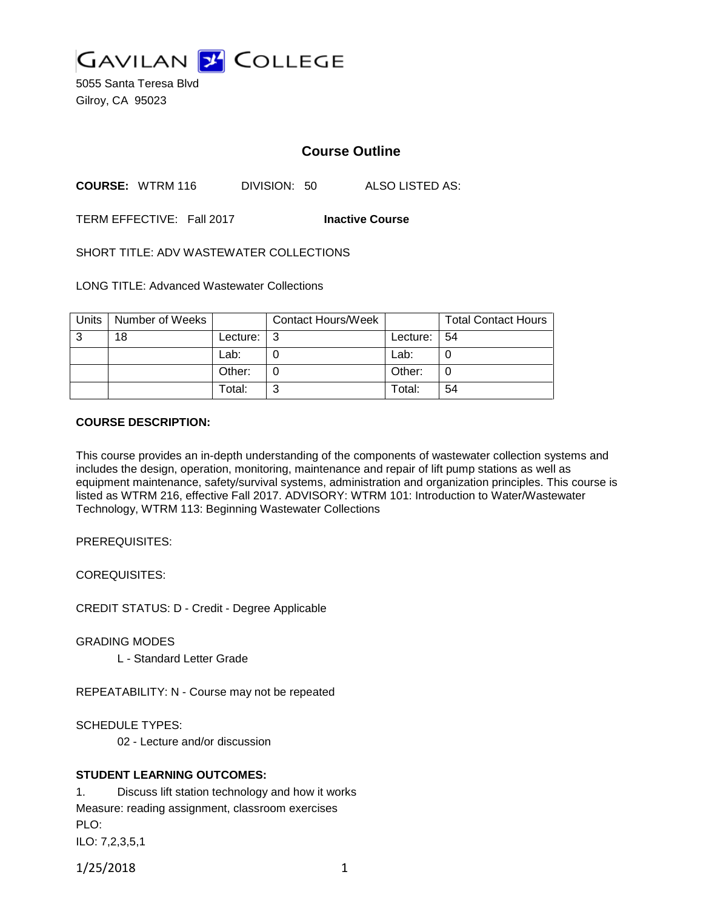GAVILAN COLLEGE

5055 Santa Teresa Blvd
Gilroy, CA 95023

# Course Outline

**COURSE:** WTRM 116 DIVISION: 50 ALSO LISTED AS:

TERM EFFECTIVE: Fall 2017 **Inactive Course**

SHORT TITLE: ADV WASTEWATER COLLECTIONS

LONG TITLE: Advanced Wastewater Collections

| Units | Number of Weeks | | Contact Hours/Week | | Total Contact Hours |
|---|---|---|---|---|---|
| 3 | 18 | Lecture: | 3 | Lecture: | 54 |
| | | Lab: | 0 | Lab: | 0 |
| | | Other: | 0 | Other: | 0 |
| | | Total: | 3 | Total: | 54 |

**COURSE DESCRIPTION:**

This course provides an in-depth understanding of the components of wastewater collection systems and includes the design, operation, monitoring, maintenance and repair of lift pump stations as well as equipment maintenance, safety/survival systems, administration and organization principles. This course is listed as WTRM 216, effective Fall 2017. ADVISORY: WTRM 101: Introduction to Water/Wastewater Technology, WTRM 113: Beginning Wastewater Collections

PREREQUISITES:

COREQUISITES:

CREDIT STATUS: D - Credit - Degree Applicable

GRADING MODES

L - Standard Letter Grade

REPEATABILITY: N - Course may not be repeated

SCHEDULE TYPES:

02 - Lecture and/or discussion

**STUDENT LEARNING OUTCOMES:**

1. Discuss lift station technology and how it works

Measure: reading assignment, classroom exercises

PLO:

ILO: 7,2,3,5,1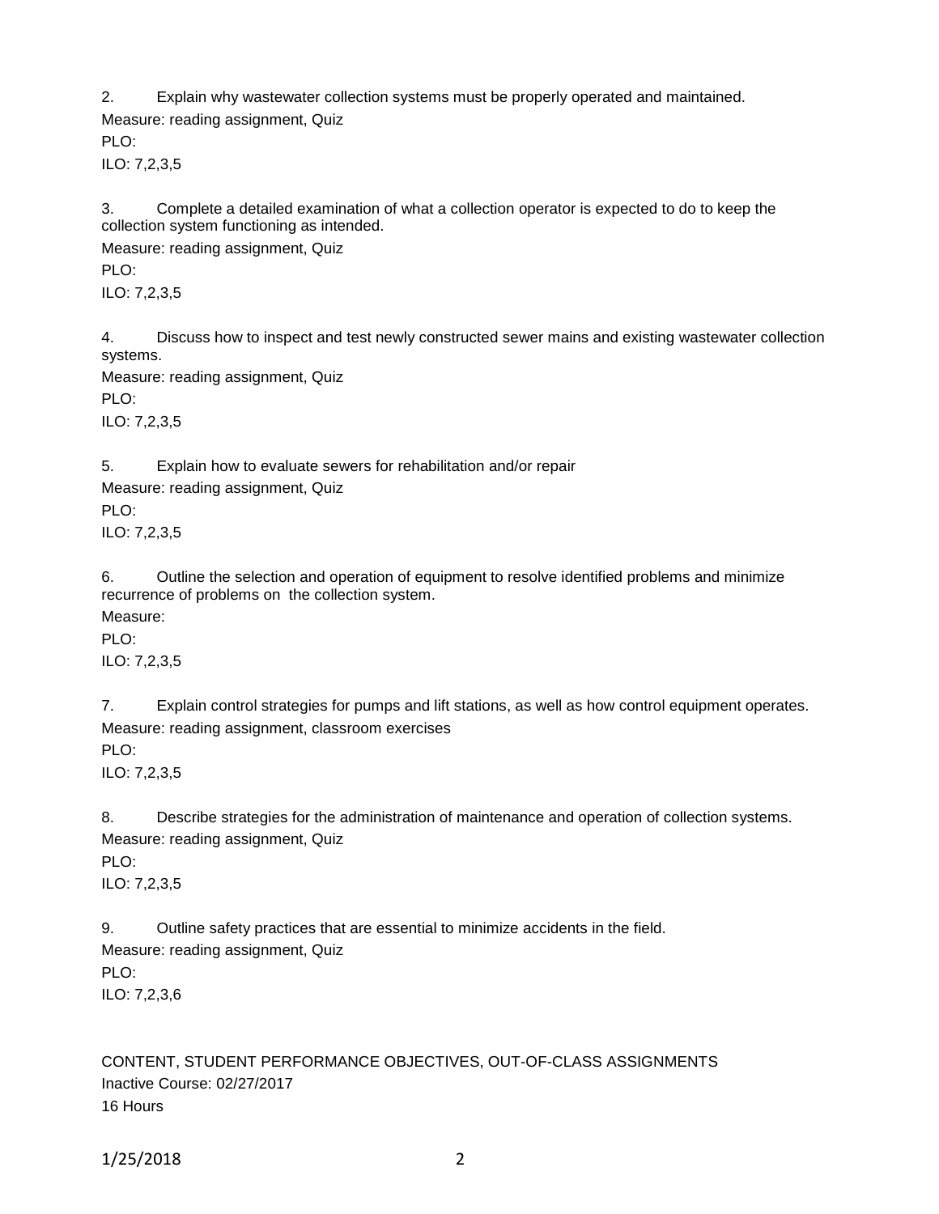2. Explain why wastewater collection systems must be properly operated and maintained.

Measure: reading assignment, Quiz

PLO:

ILO: 7,2,3,5

3. Complete a detailed examination of what a collection operator is expected to do to keep the collection system functioning as intended.

Measure: reading assignment, Quiz

PLO:

ILO: 7,2,3,5

4. Discuss how to inspect and test newly constructed sewer mains and existing wastewater collection systems.

Measure: reading assignment, Quiz

PLO:

ILO: 7,2,3,5

5. Explain how to evaluate sewers for rehabilitation and/or repair

Measure: reading assignment, Quiz

PLO:

ILO: 7,2,3,5

6. Outline the selection and operation of equipment to resolve identified problems and minimize recurrence of problems on the collection system.

Measure:

PLO:

ILO: 7,2,3,5

7. Explain control strategies for pumps and lift stations, as well as how control equipment operates.

Measure: reading assignment, classroom exercises

PLO:

ILO: 7,2,3,5

8. Describe strategies for the administration of maintenance and operation of collection systems.

Measure: reading assignment, Quiz

PLO:

ILO: 7,2,3,5

9. Outline safety practices that are essential to minimize accidents in the field.

Measure: reading assignment, Quiz

PLO:

ILO: 7,2,3,6

CONTENT, STUDENT PERFORMANCE OBJECTIVES, OUT-OF-CLASS ASSIGNMENTS

Inactive Course: 02/27/2017

16 Hours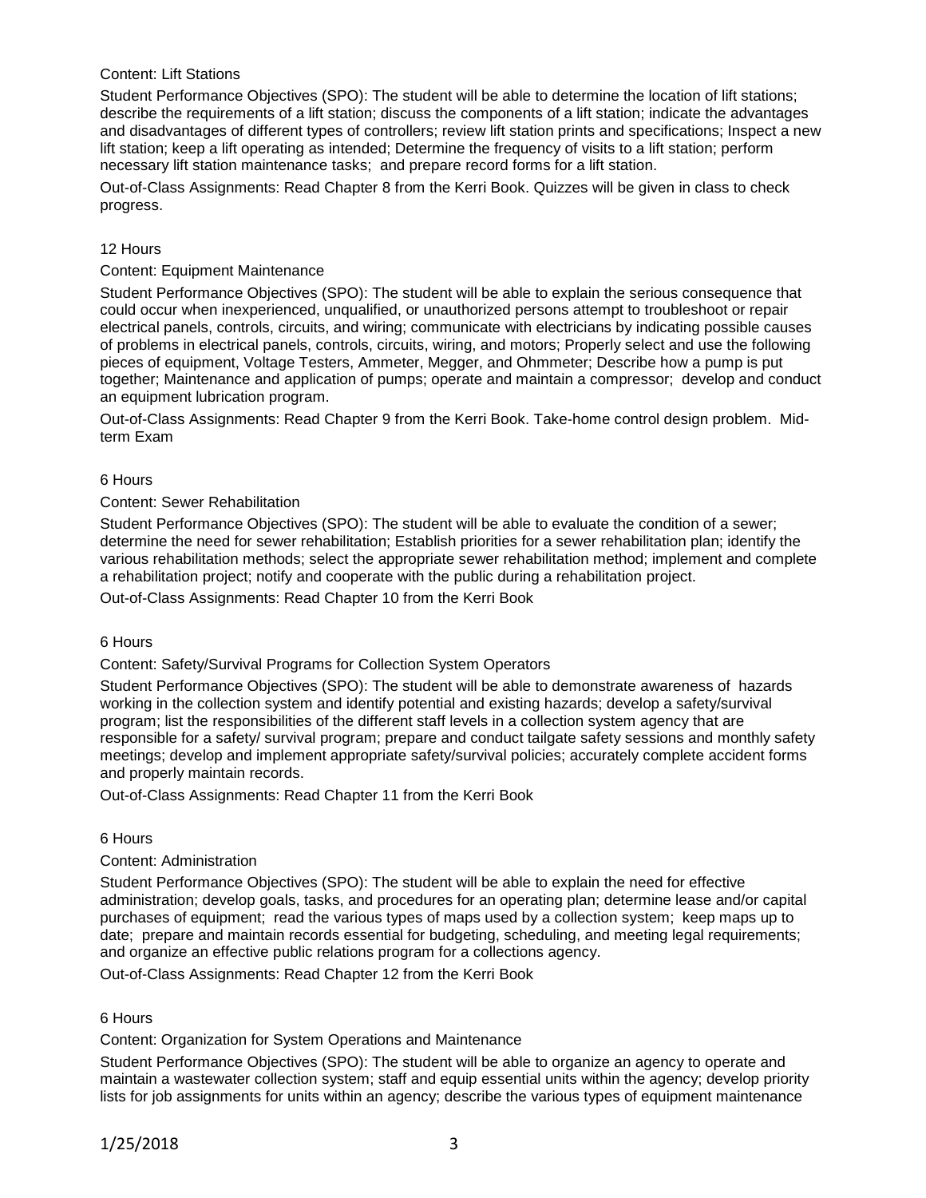Content: Lift Stations

Student Performance Objectives (SPO): The student will be able to determine the location of lift stations; describe the requirements of a lift station; discuss the components of a lift station; indicate the advantages and disadvantages of different types of controllers; review lift station prints and specifications; Inspect a new lift station; keep a lift operating as intended; Determine the frequency of visits to a lift station; perform necessary lift station maintenance tasks; and prepare record forms for a lift station.

Out-of-Class Assignments: Read Chapter 8 from the Kerri Book. Quizzes will be given in class to check progress.

12 Hours

Content: Equipment Maintenance

Student Performance Objectives (SPO): The student will be able to explain the serious consequence that could occur when inexperienced, unqualified, or unauthorized persons attempt to troubleshoot or repair electrical panels, controls, circuits, and wiring; communicate with electricians by indicating possible causes of problems in electrical panels, controls, circuits, wiring, and motors; Properly select and use the following pieces of equipment, Voltage Testers, Ammeter, Megger, and Ohmmeter; Describe how a pump is put together; Maintenance and application of pumps; operate and maintain a compressor; develop and conduct an equipment lubrication program.

Out-of-Class Assignments: Read Chapter 9 from the Kerri Book. Take-home control design problem. Mid-term Exam

6 Hours

Content: Sewer Rehabilitation

Student Performance Objectives (SPO): The student will be able to evaluate the condition of a sewer; determine the need for sewer rehabilitation; Establish priorities for a sewer rehabilitation plan; identify the various rehabilitation methods; select the appropriate sewer rehabilitation method; implement and complete a rehabilitation project; notify and cooperate with the public during a rehabilitation project.

Out-of-Class Assignments: Read Chapter 10 from the Kerri Book

6 Hours

Content: Safety/Survival Programs for Collection System Operators

Student Performance Objectives (SPO): The student will be able to demonstrate awareness of hazards working in the collection system and identify potential and existing hazards; develop a safety/survival program; list the responsibilities of the different staff levels in a collection system agency that are responsible for a safety/ survival program; prepare and conduct tailgate safety sessions and monthly safety meetings; develop and implement appropriate safety/survival policies; accurately complete accident forms and properly maintain records.

Out-of-Class Assignments: Read Chapter 11 from the Kerri Book

6 Hours

Content: Administration

Student Performance Objectives (SPO): The student will be able to explain the need for effective administration; develop goals, tasks, and procedures for an operating plan; determine lease and/or capital purchases of equipment; read the various types of maps used by a collection system; keep maps up to date; prepare and maintain records essential for budgeting, scheduling, and meeting legal requirements; and organize an effective public relations program for a collections agency.

Out-of-Class Assignments: Read Chapter 12 from the Kerri Book

6 Hours

Content: Organization for System Operations and Maintenance

Student Performance Objectives (SPO): The student will be able to organize an agency to operate and maintain a wastewater collection system; staff and equip essential units within the agency; develop priority lists for job assignments for units within an agency; describe the various types of equipment maintenance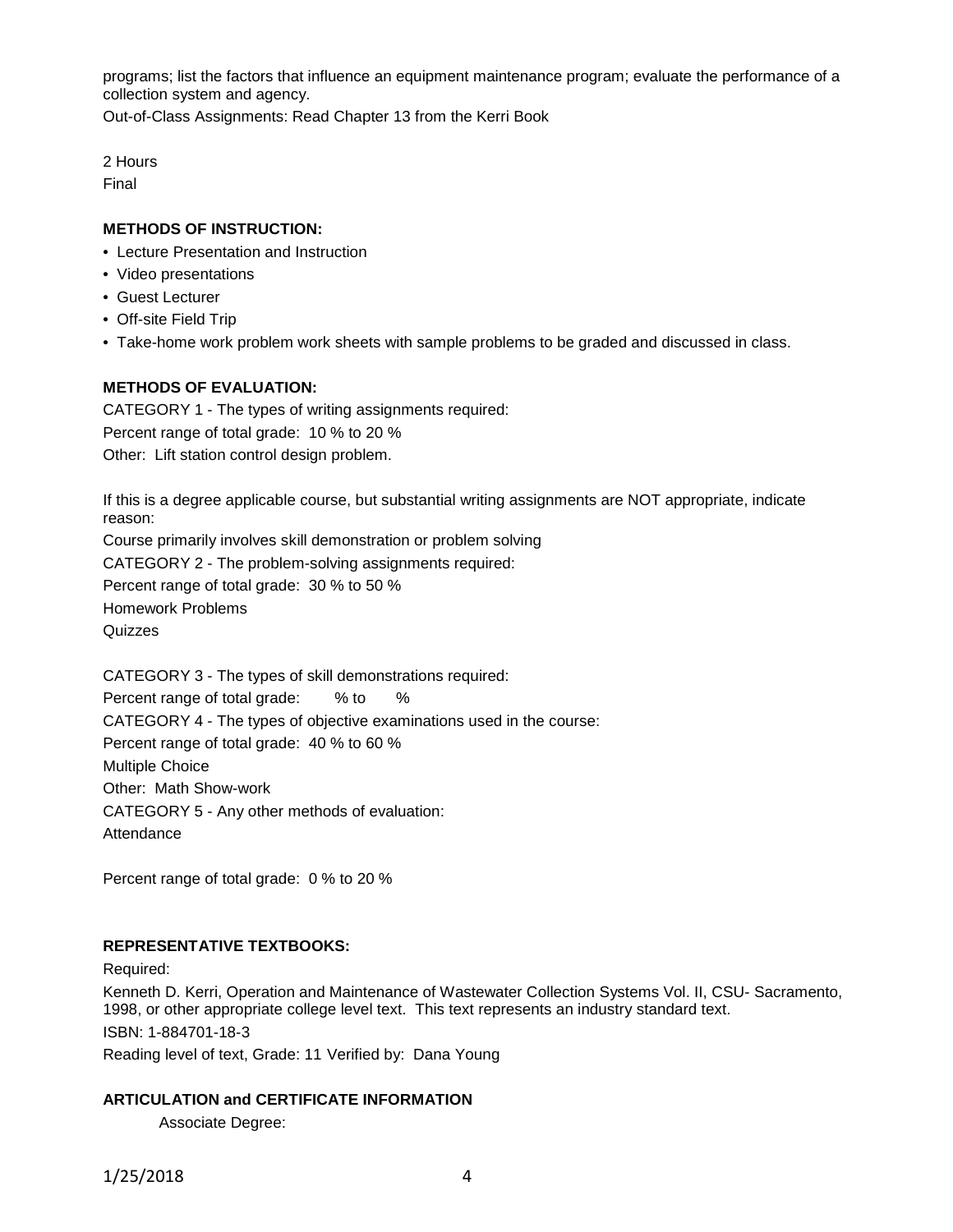programs; list the factors that influence an equipment maintenance program; evaluate the performance of a collection system and agency.

Out-of-Class Assignments: Read Chapter 13 from the Kerri Book

2 Hours

Final

**METHODS OF INSTRUCTION:**

- Lecture Presentation and Instruction
- Video presentations
- Guest Lecturer
- Off-site Field Trip
- Take-home work problem work sheets with sample problems to be graded and discussed in class.

**METHODS OF EVALUATION:**

CATEGORY 1 - The types of writing assignments required:

Percent range of total grade: 10 % to 20 %

Other: Lift station control design problem.

If this is a degree applicable course, but substantial writing assignments are NOT appropriate, indicate reason:

Course primarily involves skill demonstration or problem solving

CATEGORY 2 - The problem-solving assignments required:

Percent range of total grade: 30 % to 50 %

Homework Problems

Quizzes

CATEGORY 3 - The types of skill demonstrations required:

Percent range of total grade: % to %

CATEGORY 4 - The types of objective examinations used in the course:

Percent range of total grade: 40 % to 60 %

Multiple Choice

Other: Math Show-work

CATEGORY 5 - Any other methods of evaluation:

Attendance

Percent range of total grade: 0 % to 20 %

**REPRESENTATIVE TEXTBOOKS:**

Required:

Kenneth D. Kerri, Operation and Maintenance of Wastewater Collection Systems Vol. II, CSU- Sacramento, 1998, or other appropriate college level text. This text represents an industry standard text.

ISBN: 1-884701-18-3

Reading level of text, Grade: 11 Verified by: Dana Young

**ARTICULATION and CERTIFICATE INFORMATION**

Associate Degree: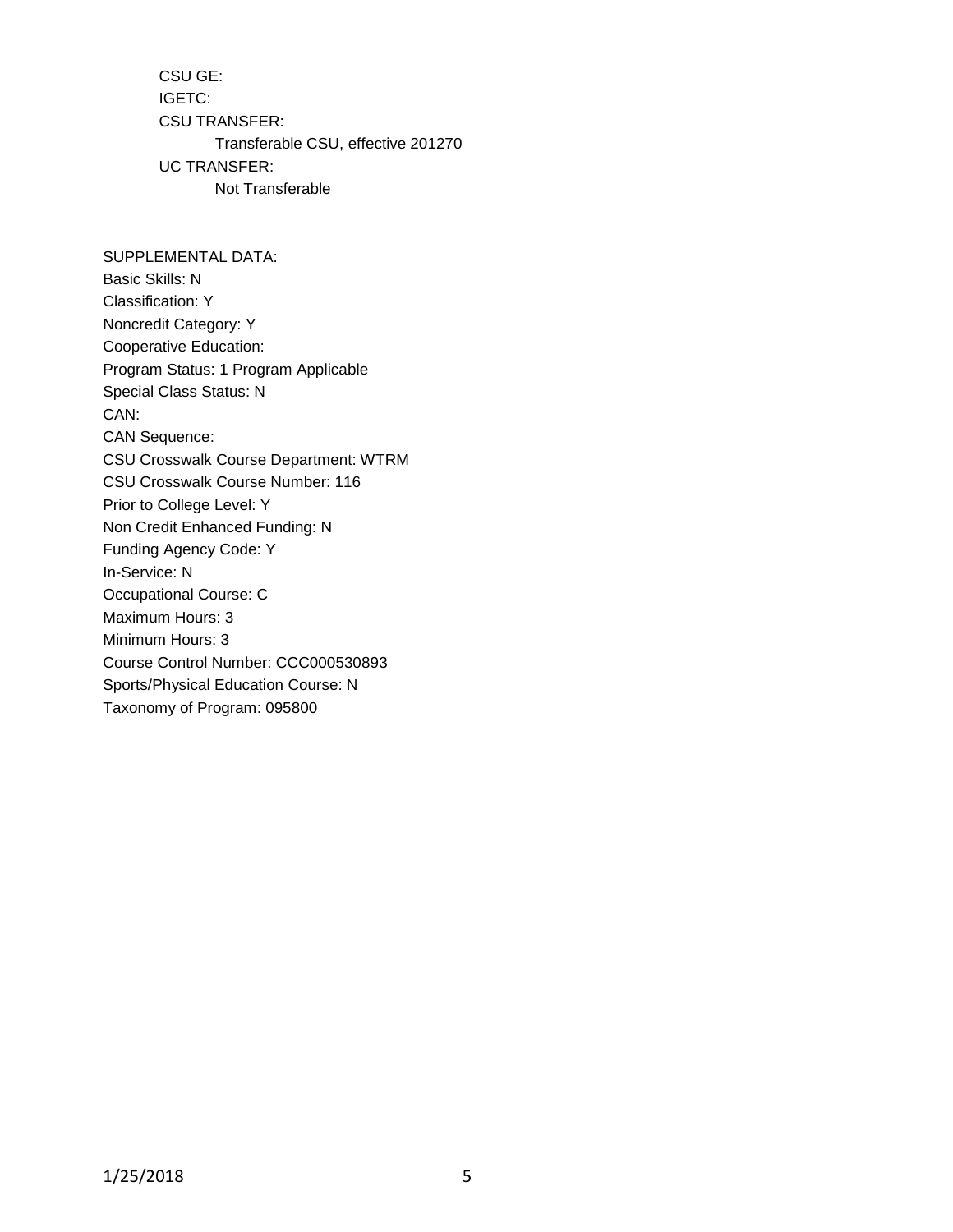CSU GE:

IGETC:

CSU TRANSFER:

Transferable CSU, effective 201270

UC TRANSFER:

Not Transferable

SUPPLEMENTAL DATA:

Basic Skills: N

Classification: Y

Noncredit Category: Y

Cooperative Education:

Program Status: 1 Program Applicable

Special Class Status: N

CAN:

CAN Sequence:

CSU Crosswalk Course Department: WTRM

CSU Crosswalk Course Number: 116

Prior to College Level: Y

Non Credit Enhanced Funding: N

Funding Agency Code: Y

In-Service: N

Occupational Course: C

Maximum Hours: 3

Minimum Hours: 3

Course Control Number: CCC000530893

Sports/Physical Education Course: N

Taxonomy of Program: 095800